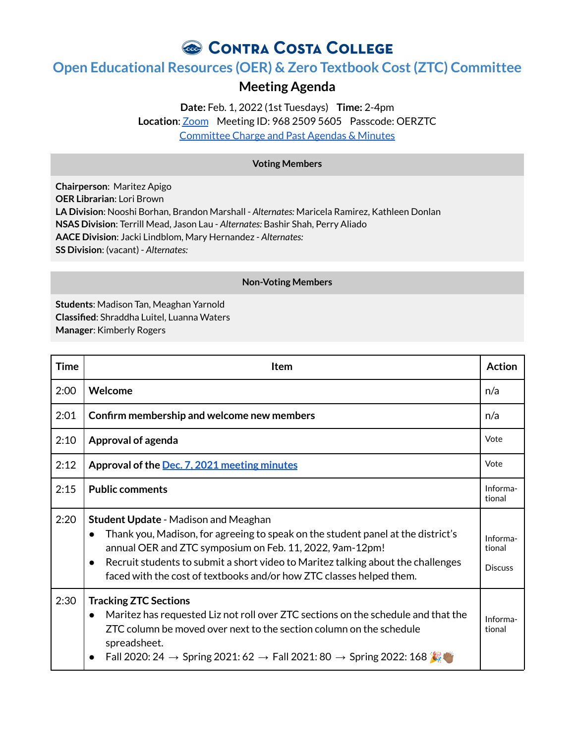# Contra Costa College

## Open Educational Resources (OER) & Zero Textbook Cost (ZTC) Committee

### Meeting Agenda

**Date:** Feb. 1, 2022 (1st Tuesdays) **Time:** 2-4pm
**Location**: Zoom Meeting ID: 968 2509 5605 Passcode: OERZTC
Committee Charge and Past Agendas & Minutes

| Voting Members |
|---|
| **Chairperson**: Maritez Apigo<br>**OER Librarian**: Lori Brown<br>**LA Division**: Nooshi Borhan, Brandon Marshall - *Alternates:* Maricela Ramirez, Kathleen Donlan<br>**NSAS Division**: Terrill Mead, Jason Lau - *Alternates:* Bashir Shah, Perry Aliado<br>**AACE Division**: Jacki Lindblom, Mary Hernandez - *Alternates:*<br>**SS Division**: (vacant) - *Alternates:* |

| Non-Voting Members |
|---|
| **Students**: Madison Tan, Meaghan Yarnold<br>**Classified**: Shraddha Luitel, Luanna Waters<br>**Manager**: Kimberly Rogers |

| Time | Item | Action |
|---|---|---|
| 2:00 | **Welcome** | n/a |
| 2:01 | **Confirm membership and welcome new members** | n/a |
| 2:10 | **Approval of agenda** | Vote |
| 2:12 | **Approval of the** Dec. 7, 2021 meeting minutes | Vote |
| 2:15 | **Public comments** | Informa-tional |
| 2:20 | **Student Update** - Madison and Meaghan<br>• Thank you, Madison, for agreeing to speak on the student panel at the district's annual OER and ZTC symposium on Feb. 11, 2022, 9am-12pm!<br>• Recruit students to submit a short video to Maritez talking about the challenges faced with the cost of textbooks and/or how ZTC classes helped them. | Informa-tional<br><br>Discuss |
| 2:30 | **Tracking ZTC Sections**<br>• Maritez has requested Liz not roll over ZTC sections on the schedule and that the ZTC column be moved over next to the section column on the schedule spreadsheet.<br>• Fall 2020: 24 → Spring 2021: 62 → Fall 2021: 80 → Spring 2022: 168 🎉👏🏾 | Informa-tional |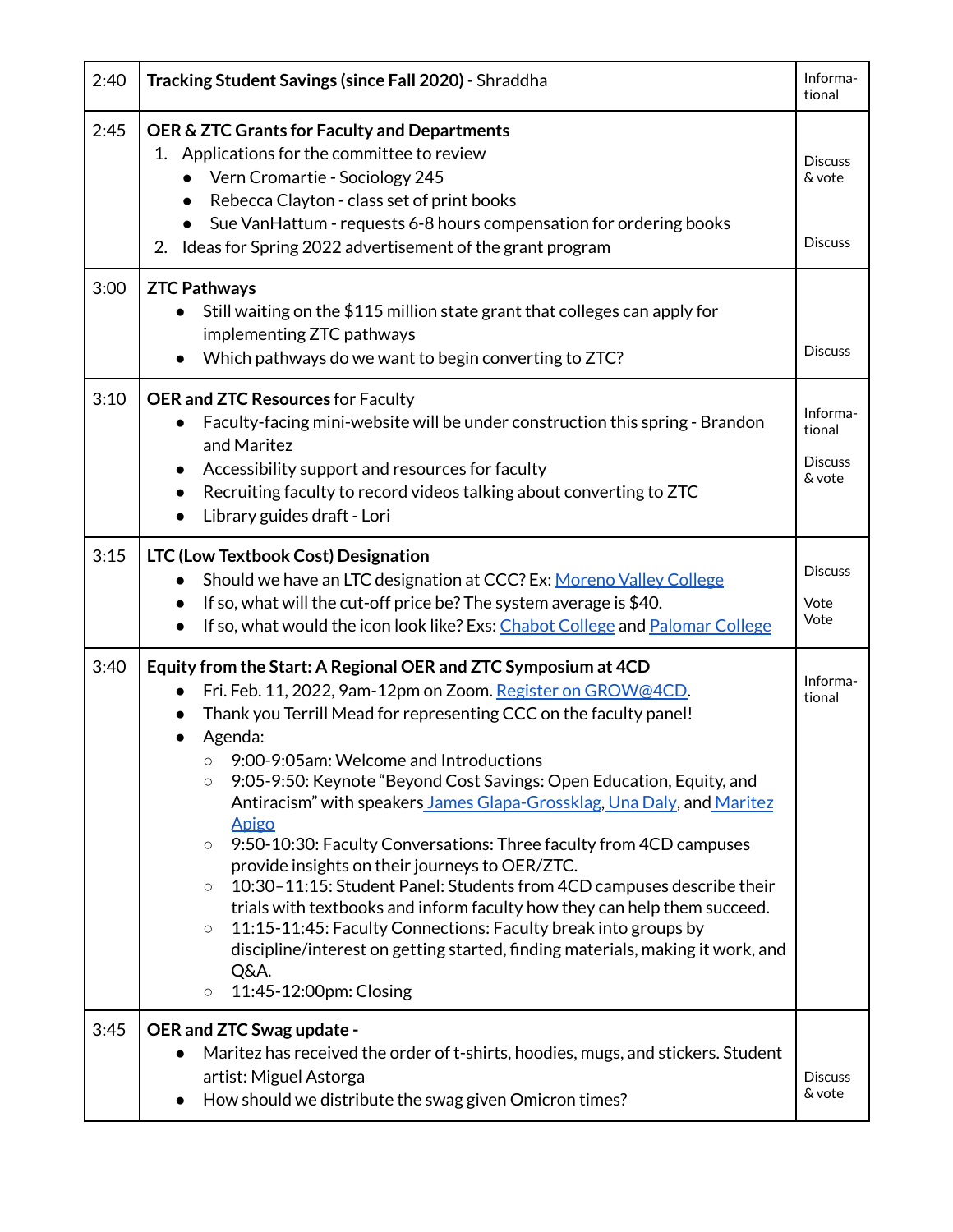| | | |
|---|---|---|
| 2:40 | **Tracking Student Savings (since Fall 2020)** - Shraddha | Informa-tional |
| 2:45 | **OER & ZTC Grants for Faculty and Departments**<br>1. Applications for the committee to review<br>• Vern Cromartie - Sociology 245<br>• Rebecca Clayton - class set of print books<br>• Sue VanHattum - requests 6-8 hours compensation for ordering books<br>2. Ideas for Spring 2022 advertisement of the grant program | Discuss & vote<br><br>Discuss |
| 3:00 | **ZTC Pathways**<br>• Still waiting on the $115 million state grant that colleges can apply for implementing ZTC pathways<br>• Which pathways do we want to begin converting to ZTC? | Discuss |
| 3:10 | **OER and ZTC Resources** for Faculty<br>• Faculty-facing mini-website will be under construction this spring - Brandon and Maritez<br>• Accessibility support and resources for faculty<br>• Recruiting faculty to record videos talking about converting to ZTC<br>• Library guides draft - Lori | Informa-tional<br><br>Discuss & vote |
| 3:15 | **LTC (Low Textbook Cost) Designation**<br>• Should we have an LTC designation at CCC? Ex: [Moreno Valley College]<br>• If so, what will the cut-off price be? The system average is $40.<br>• If so, what would the icon look like? Exs: [Chabot College] and [Palomar College] | Discuss<br><br>Vote<br>Vote |
| 3:40 | **Equity from the Start: A Regional OER and ZTC Symposium at 4CD**<br>• Fri. Feb. 11, 2022, 9am-12pm on Zoom. [Register on GROW@4CD].<br>• Thank you Terrill Mead for representing CCC on the faculty panel!<br>• Agenda:<br>○ 9:00-9:05am: Welcome and Introductions<br>○ 9:05-9:50: Keynote "Beyond Cost Savings: Open Education, Equity, and Antiracism" with speakers [James Glapa-Grossklag], [Una Daly], and [Maritez Apigo]<br>○ 9:50-10:30: Faculty Conversations: Three faculty from 4CD campuses provide insights on their journeys to OER/ZTC.<br>○ 10:30–11:15: Student Panel: Students from 4CD campuses describe their trials with textbooks and inform faculty how they can help them succeed.<br>○ 11:15-11:45: Faculty Connections: Faculty break into groups by discipline/interest on getting started, finding materials, making it work, and Q&A.<br>○ 11:45-12:00pm: Closing | Informa-tional |
| 3:45 | **OER and ZTC Swag update -**<br>• Maritez has received the order of t-shirts, hoodies, mugs, and stickers. Student artist: Miguel Astorga<br>• How should we distribute the swag given Omicron times? | Discuss & vote |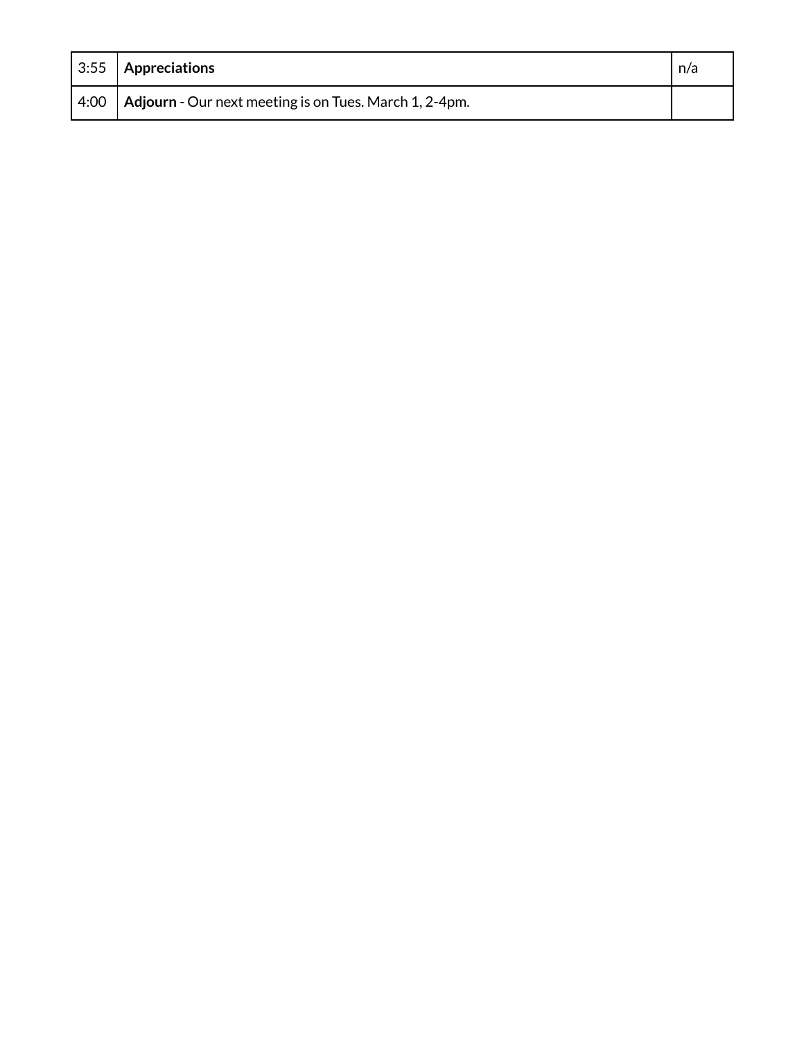| | | |
|---|---|---|
| 3:55 | **Appreciations** | n/a |
| 4:00 | **Adjourn** - Our next meeting is on Tues. March 1, 2-4pm. | |